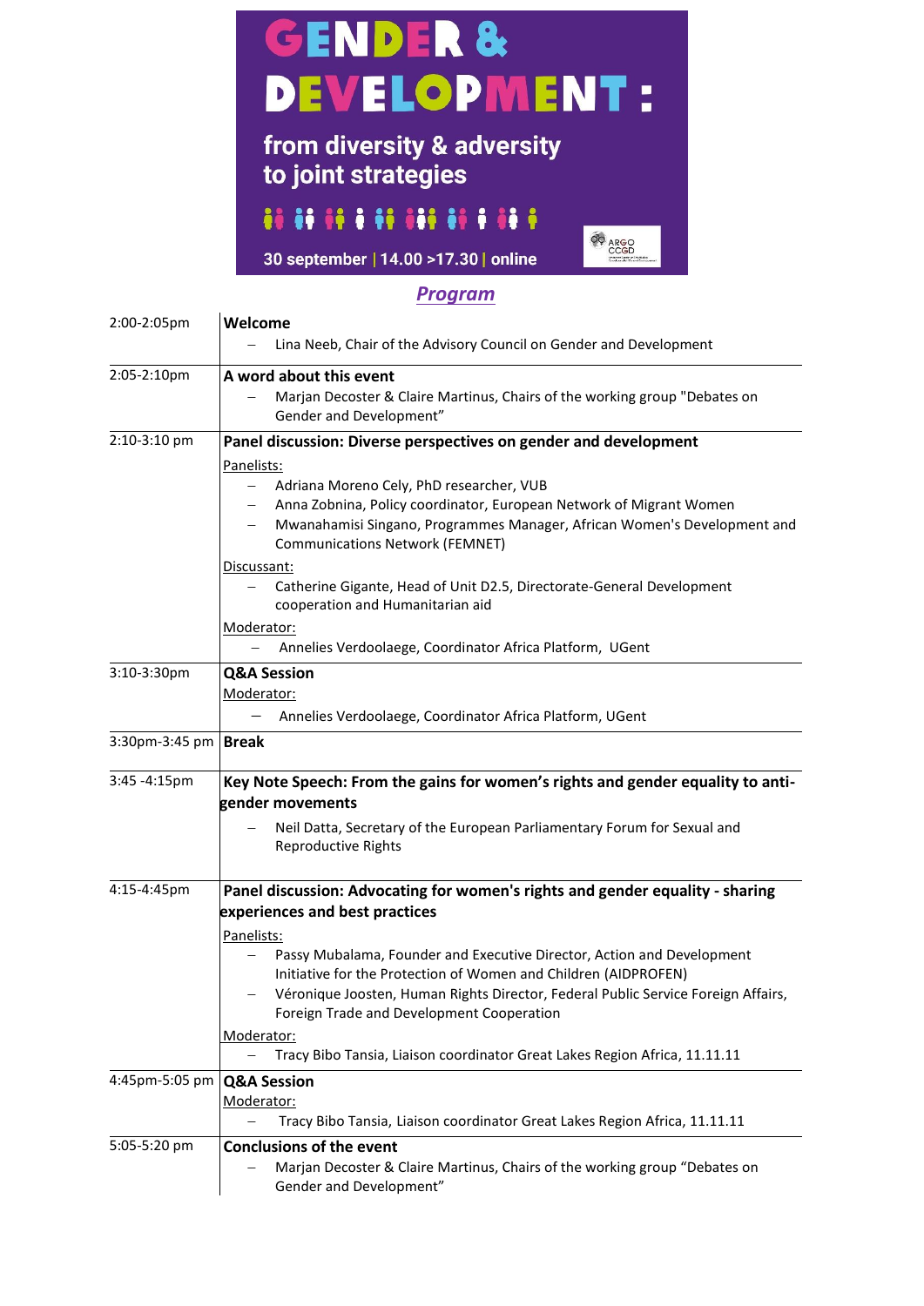# GENDER & DEVELOPMENT:

## from diversity & adversity to joint strategies

30 september | 14.00 >17.30 | online

ARGO CCGD

## *Program*

| | |
|---|---|
| 2:00-2:05pm | **Welcome**<br>– Lina Neeb, Chair of the Advisory Council on Gender and Development |
| 2:05-2:10pm | **A word about this event**<br>– Marjan Decoster & Claire Martinus, Chairs of the working group "Debates on Gender and Development" |
| 2:10-3:10 pm | **Panel discussion: Diverse perspectives on gender and development**<br>Panelists:<br>– Adriana Moreno Cely, PhD researcher, VUB<br>– Anna Zobnina, Policy coordinator, European Network of Migrant Women<br>– Mwanahamisi Singano, Programmes Manager, African Women's Development and Communications Network (FEMNET)<br>Discussant:<br>– Catherine Gigante, Head of Unit D2.5, Directorate-General Development cooperation and Humanitarian aid<br>Moderator:<br>– Annelies Verdoolaege, Coordinator Africa Platform, UGent |
| 3:10-3:30pm | **Q&A Session**<br>Moderator:<br>– Annelies Verdoolaege, Coordinator Africa Platform, UGent |
| 3:30pm-3:45 pm | **Break** |
| 3:45 -4:15pm | **Key Note Speech: From the gains for women's rights and gender equality to anti-gender movements**<br>– Neil Datta, Secretary of the European Parliamentary Forum for Sexual and Reproductive Rights |
| 4:15-4:45pm | **Panel discussion: Advocating for women's rights and gender equality - sharing experiences and best practices**<br>Panelists:<br>– Passy Mubalama, Founder and Executive Director, Action and Development Initiative for the Protection of Women and Children (AIDPROFEN)<br>– Véronique Joosten, Human Rights Director, Federal Public Service Foreign Affairs, Foreign Trade and Development Cooperation<br>Moderator:<br>– Tracy Bibo Tansia, Liaison coordinator Great Lakes Region Africa, 11.11.11 |
| 4:45pm-5:05 pm | **Q&A Session**<br>Moderator:<br>– Tracy Bibo Tansia, Liaison coordinator Great Lakes Region Africa, 11.11.11 |
| 5:05-5:20 pm | **Conclusions of the event**<br>– Marjan Decoster & Claire Martinus, Chairs of the working group "Debates on Gender and Development" |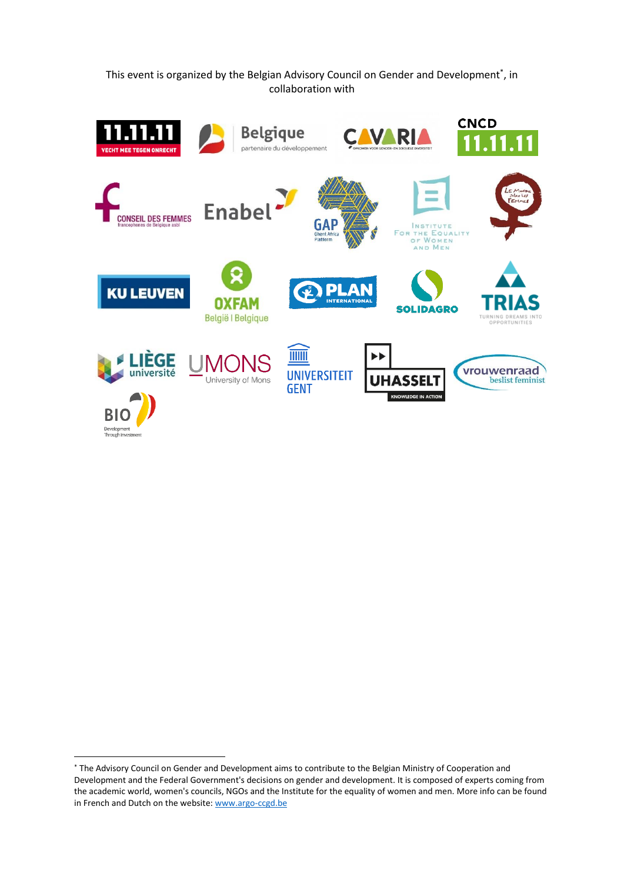This event is organized by the Belgian Advisory Council on Gender and Development[*], in collaboration with

[*] The Advisory Council on Gender and Development aims to contribute to the Belgian Ministry of Cooperation and Development and the Federal Government's decisions on gender and development. It is composed of experts coming from the academic world, women's councils, NGOs and the Institute for the equality of women and men. More info can be found in French and Dutch on the website: [www.argo-ccgd.be](http://www.argo-ccgd.be)